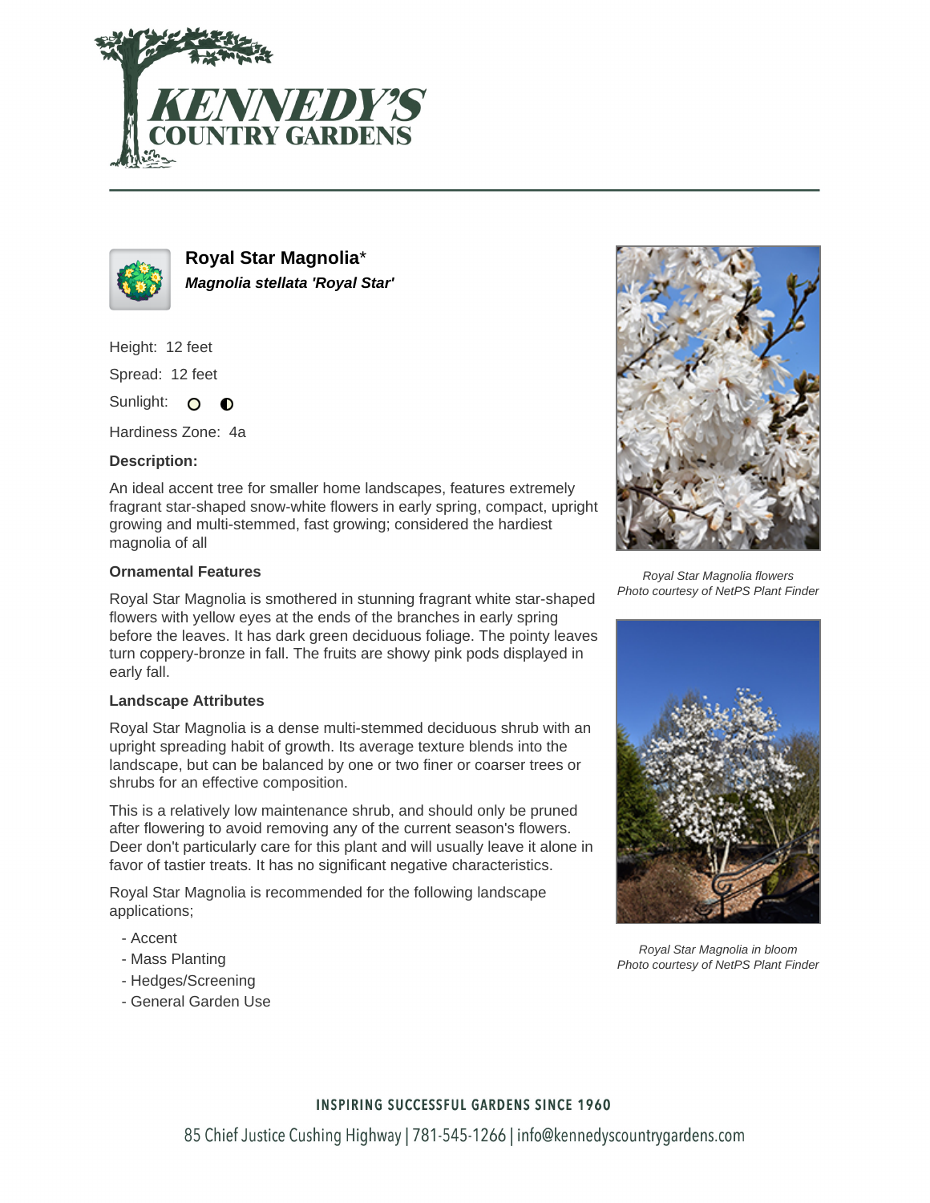# Royal Star Magnolia*

***Magnolia stellata 'Royal Star'***

Height: 12 feet

Spread: 12 feet

Sunlight:

Hardiness Zone: 4a

**Description:**

An ideal accent tree for smaller home landscapes, features extremely fragrant star-shaped snow-white flowers in early spring, compact, upright growing and multi-stemmed, fast growing; considered the hardiest magnolia of all

### Ornamental Features

Royal Star Magnolia is smothered in stunning fragrant white star-shaped flowers with yellow eyes at the ends of the branches in early spring before the leaves. It has dark green deciduous foliage. The pointy leaves turn coppery-bronze in fall. The fruits are showy pink pods displayed in early fall.

### Landscape Attributes

Royal Star Magnolia is a dense multi-stemmed deciduous shrub with an upright spreading habit of growth. Its average texture blends into the landscape, but can be balanced by one or two finer or coarser trees or shrubs for an effective composition.

This is a relatively low maintenance shrub, and should only be pruned after flowering to avoid removing any of the current season's flowers. Deer don't particularly care for this plant and will usually leave it alone in favor of tastier treats. It has no significant negative characteristics.

Royal Star Magnolia is recommended for the following landscape applications;

- Accent
- Mass Planting
- Hedges/Screening
- General Garden Use

*Royal Star Magnolia flowers*
*Photo courtesy of NetPS Plant Finder*

*Royal Star Magnolia in bloom*
*Photo courtesy of NetPS Plant Finder*

INSPIRING SUCCESSFUL GARDENS SINCE 1960

85 Chief Justice Cushing Highway | 781-545-1266 | info@kennedyscountrygardens.com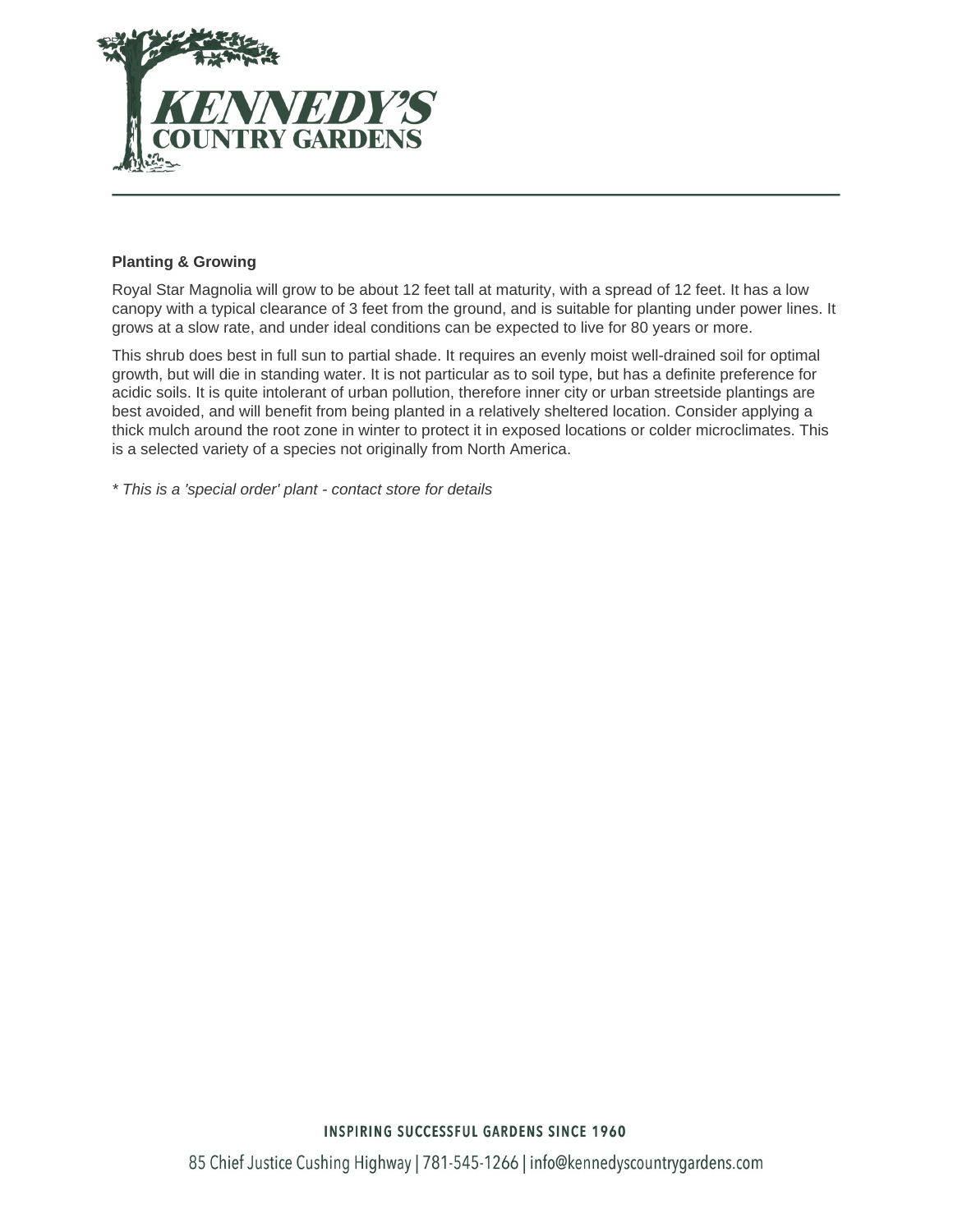**Planting & Growing**

Royal Star Magnolia will grow to be about 12 feet tall at maturity, with a spread of 12 feet. It has a low canopy with a typical clearance of 3 feet from the ground, and is suitable for planting under power lines. It grows at a slow rate, and under ideal conditions can be expected to live for 80 years or more.

This shrub does best in full sun to partial shade. It requires an evenly moist well-drained soil for optimal growth, but will die in standing water. It is not particular as to soil type, but has a definite preference for acidic soils. It is quite intolerant of urban pollution, therefore inner city or urban streetside plantings are best avoided, and will benefit from being planted in a relatively sheltered location. Consider applying a thick mulch around the root zone in winter to protect it in exposed locations or colder microclimates. This is a selected variety of a species not originally from North America.

*\* This is a 'special order' plant - contact store for details*